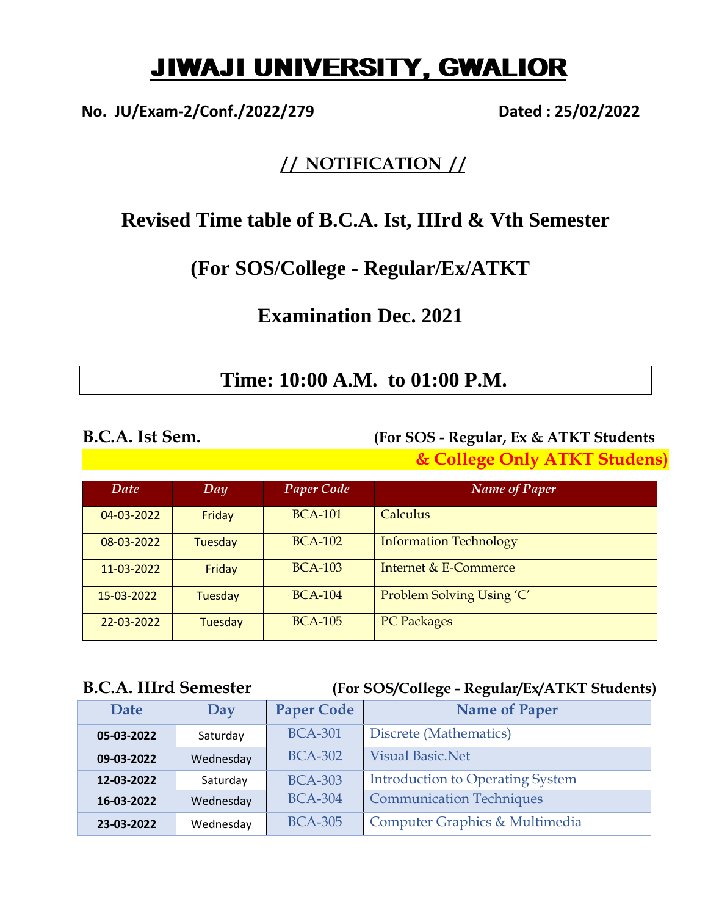# JIWAJI UNIVERSITY, GWALIOR

**No. JU/Exam-2/Conf./2022/279** **Dated : 25/02/2022**

## // NOTIFICATION //

## Revised Time table of B.C.A. Ist, IIIrd & Vth Semester

## (For SOS/College - Regular/Ex/ATKT

## Examination Dec. 2021

**Time: 10:00 A.M. to 01:00 P.M.**

**B.C.A. Ist Sem.** **(For SOS - Regular, Ex & ATKT Students & College Only ATKT Studens)**

| Date | Day | Paper Code | Name of Paper |
|---|---|---|---|
| 04-03-2022 | Friday | BCA-101 | Calculus |
| 08-03-2022 | Tuesday | BCA-102 | Information Technology |
| 11-03-2022 | Friday | BCA-103 | Internet & E-Commerce |
| 15-03-2022 | Tuesday | BCA-104 | Problem Solving Using 'C' |
| 22-03-2022 | Tuesday | BCA-105 | PC Packages |

**B.C.A. IIIrd Semester** **(For SOS/College - Regular/Ex/ATKT Students)**

| Date | Day | Paper Code | Name of Paper |
|---|---|---|---|
| 05-03-2022 | Saturday | BCA-301 | Discrete (Mathematics) |
| 09-03-2022 | Wednesday | BCA-302 | Visual Basic.Net |
| 12-03-2022 | Saturday | BCA-303 | Introduction to Operating System |
| 16-03-2022 | Wednesday | BCA-304 | Communication Techniques |
| 23-03-2022 | Wednesday | BCA-305 | Computer Graphics & Multimedia |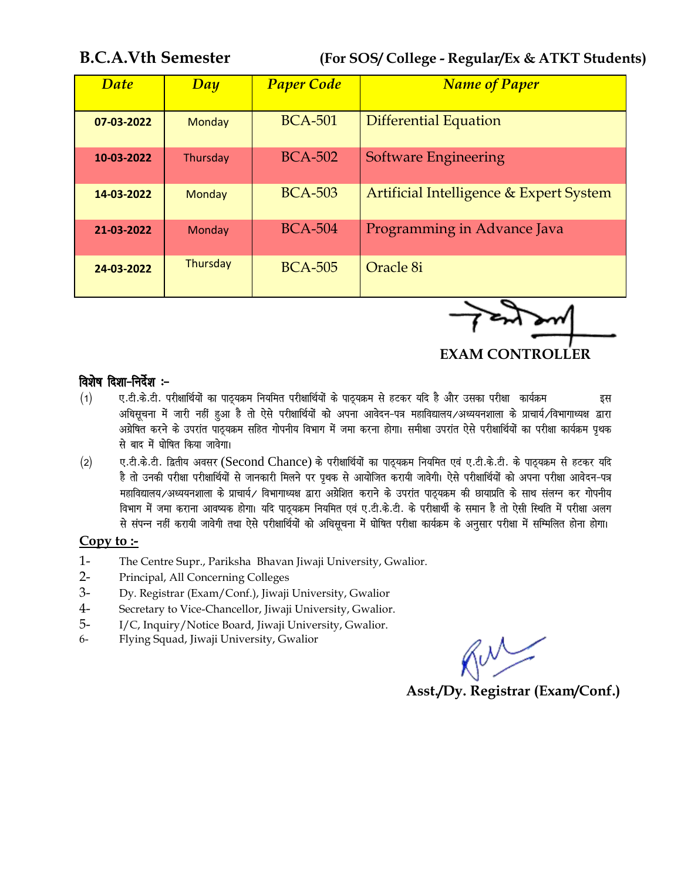**B.C.A.Vth Semester** **(For SOS/ College - Regular/Ex & ATKT Students)**

| *Date* | *Day* | *Paper Code* | *Name of Paper* |
|---|---|---|---|
| **07-03-2022** | Monday | BCA-501 | Differential Equation |
| **10-03-2022** | Thursday | BCA-502 | Software Engineering |
| **14-03-2022** | Monday | BCA-503 | Artificial Intelligence & Expert System |
| **21-03-2022** | Monday | BCA-504 | Programming in Advance Java |
| **24-03-2022** | Thursday | BCA-505 | Oracle 8i |

**EXAM CONTROLLER**

**विशेष दिशा-निर्देश :-**

(1) ए.टी.के.टी. परीक्षार्थियों का पाठ्यक्रम नियमित परीक्षार्थियों के पाठ्यक्रम से हटकर यदि है और उसका परीक्षा कार्यक्रम इस अधिसूचना में जारी नहीं हुआ है तो ऐसे परीक्षार्थियों को अपना आवेदन-पत्र महाविद्यालय/अध्ययनशाला के प्राचार्य/विभागाध्यक्ष द्वारा अग्रेषित करने के उपरांत पाठ्यक्रम सहित गोपनीय विभाग में जमा करना होगा। समीक्षा उपरांत ऐसे परीक्षार्थियों का परीक्षा कार्यक्रम पृथक से बाद में घोषित किया जावेगा।

(2) ए.टी.के.टी. द्वितीय अवसर (Second Chance) के परीक्षार्थियों का पाठ्यक्रम नियमित एवं ए.टी.के.टी. के पाठ्यक्रम से हटकर यदि है तो उनकी परीक्षा परीक्षार्थियों से जानकारी मिलने पर पृथक से आयोजित करायी जावेगी। ऐसे परीक्षार्थियों को अपना परीक्षा आवेदन-पत्र महाविद्यालय/अध्ययनशाला के प्राचार्य/ विभागाध्यक्ष द्वारा अग्रेशित कराने के उपरांत पाठ्यक्रम की छायाप्रति के साथ संलग्न कर गोपनीय विभाग में जमा कराना आवष्यक होगा। यदि पाठ्यक्रम नियमित एवं ए.टी.के.टी. के परीक्षार्थी के समान है तो ऐसी स्थिति में परीक्षा अलग से संपन्न नहीं करायी जावेगी तथा ऐसे परीक्षार्थियों को अधिसूचना में घोषित परीक्षा कार्यक्रम के अनुसार परीक्षा में सम्मिलित होना होगा।

**Copy to :-**

1- The Centre Supr., Pariksha Bhavan Jiwaji University, Gwalior.
2- Principal, All Concerning Colleges
3- Dy. Registrar (Exam/Conf.), Jiwaji University, Gwalior
4- Secretary to Vice-Chancellor, Jiwaji University, Gwalior.
5- I/C, Inquiry/Notice Board, Jiwaji University, Gwalior.
6- Flying Squad, Jiwaji University, Gwalior

**Asst./Dy. Registrar (Exam/Conf.)**